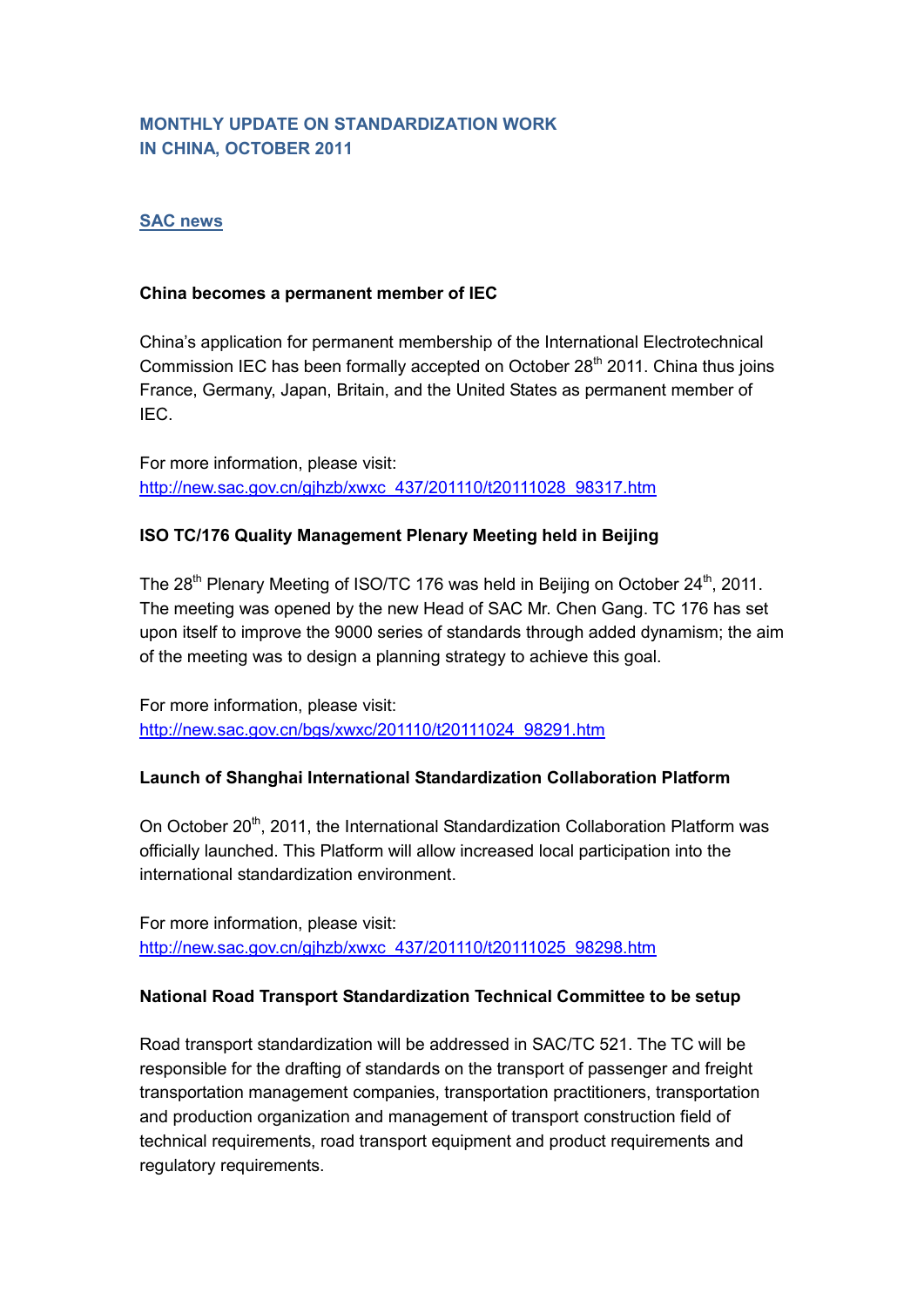# MONTHLY UPDATE ON STANDARDIZATION WORK IN CHINA, OCTOBER 2011

## SAC news

### China becomes a permanent member of IEC

China's application for permanent membership of the International Electrotechnical Commission IEC has been formally accepted on October 28th 2011. China thus joins France, Germany, Japan, Britain, and the United States as permanent member of IEC.

For more information, please visit:
http://new.sac.gov.cn/gjhzb/xwxc_437/201110/t20111028_98317.htm

### ISO TC/176 Quality Management Plenary Meeting held in Beijing

The 28th Plenary Meeting of ISO/TC 176 was held in Beijing on October 24th, 2011. The meeting was opened by the new Head of SAC Mr. Chen Gang. TC 176 has set upon itself to improve the 9000 series of standards through added dynamism; the aim of the meeting was to design a planning strategy to achieve this goal.

For more information, please visit:
http://new.sac.gov.cn/bgs/xwxc/201110/t20111024_98291.htm

### Launch of Shanghai International Standardization Collaboration Platform

On October 20th, 2011, the International Standardization Collaboration Platform was officially launched. This Platform will allow increased local participation into the international standardization environment.

For more information, please visit:
http://new.sac.gov.cn/gjhzb/xwxc_437/201110/t20111025_98298.htm

### National Road Transport Standardization Technical Committee to be setup

Road transport standardization will be addressed in SAC/TC 521. The TC will be responsible for the drafting of standards on the transport of passenger and freight transportation management companies, transportation practitioners, transportation and production organization and management of transport construction field of technical requirements, road transport equipment and product requirements and regulatory requirements.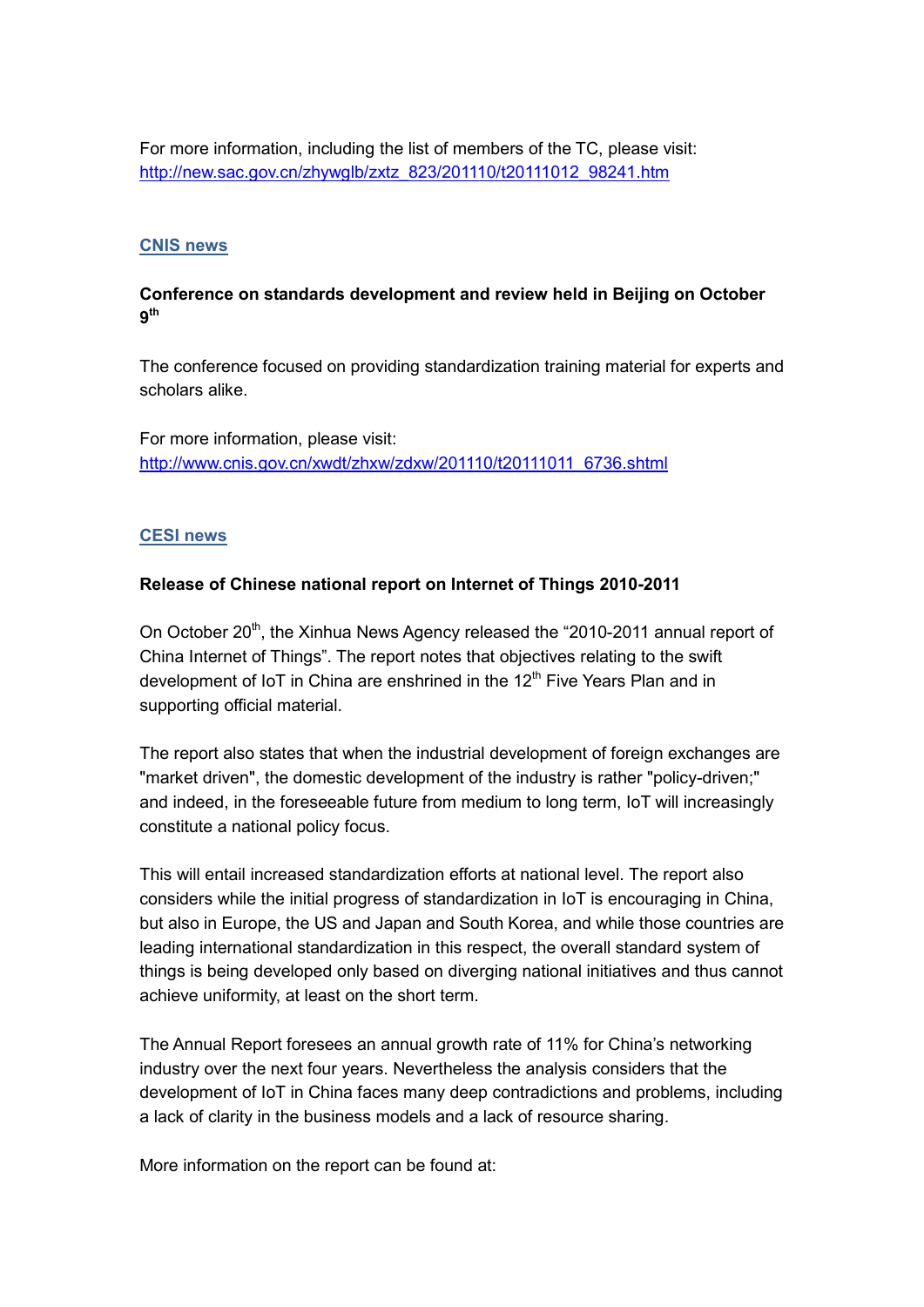For more information, including the list of members of the TC, please visit:
http://new.sac.gov.cn/zhywglb/zxtz_823/201110/t20111012_98241.htm

## CNIS news

**Conference on standards development and review held in Beijing on October 9th**

The conference focused on providing standardization training material for experts and scholars alike.

For more information, please visit:
http://www.cnis.gov.cn/xwdt/zhxw/zdxw/201110/t20111011_6736.shtml

## CESI news

**Release of Chinese national report on Internet of Things 2010-2011**

On October 20th, the Xinhua News Agency released the "2010-2011 annual report of China Internet of Things". The report notes that objectives relating to the swift development of IoT in China are enshrined in the 12th Five Years Plan and in supporting official material.

The report also states that when the industrial development of foreign exchanges are "market driven", the domestic development of the industry is rather "policy-driven;" and indeed, in the foreseeable future from medium to long term, IoT will increasingly constitute a national policy focus.

This will entail increased standardization efforts at national level. The report also considers while the initial progress of standardization in IoT is encouraging in China, but also in Europe, the US and Japan and South Korea, and while those countries are leading international standardization in this respect, the overall standard system of things is being developed only based on diverging national initiatives and thus cannot achieve uniformity, at least on the short term.

The Annual Report foresees an annual growth rate of 11% for China's networking industry over the next four years. Nevertheless the analysis considers that the development of IoT in China faces many deep contradictions and problems, including a lack of clarity in the business models and a lack of resource sharing.

More information on the report can be found at: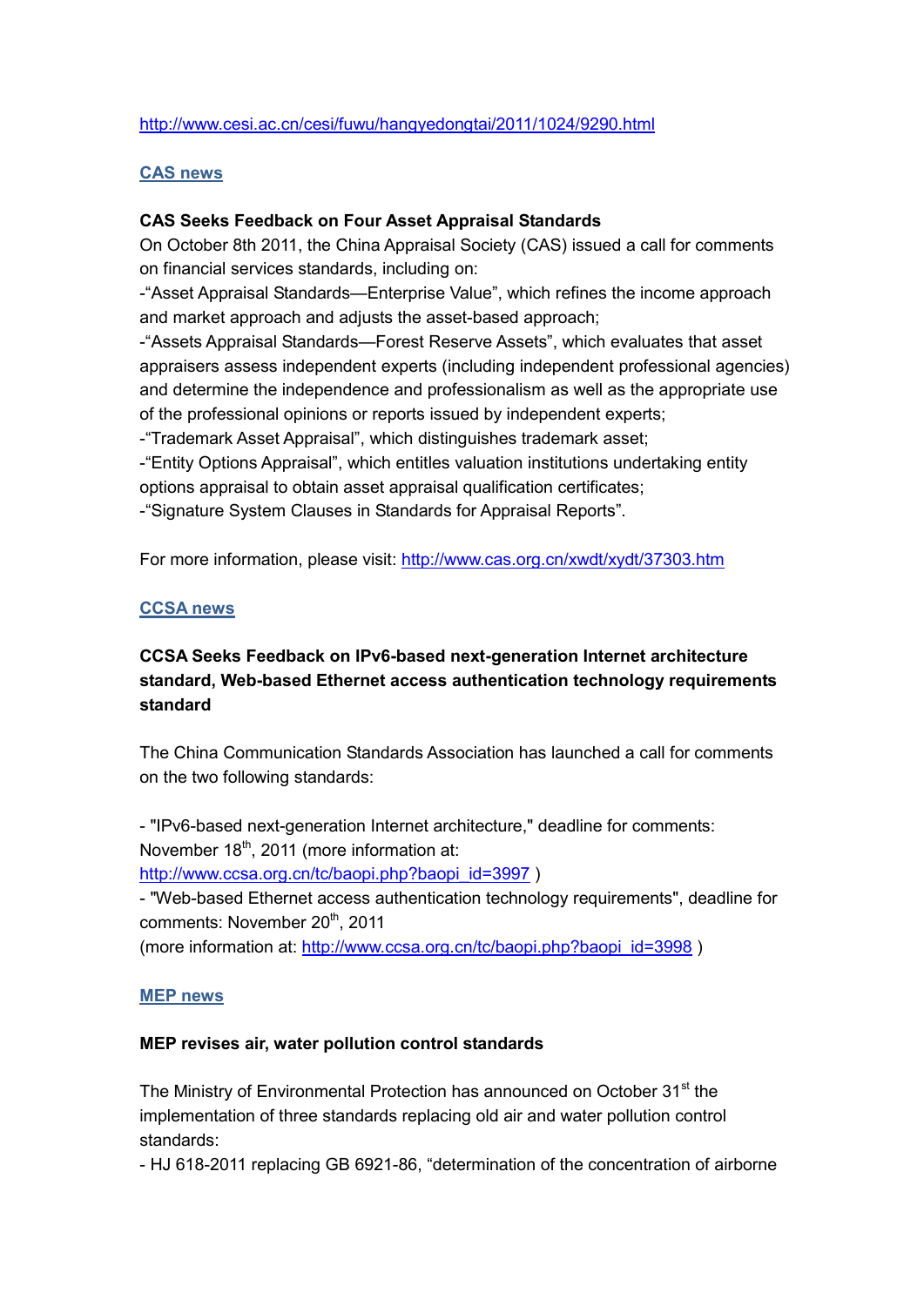http://www.cesi.ac.cn/cesi/fuwu/hangyedongtai/2011/1024/9290.html

## CAS news

**CAS Seeks Feedback on Four Asset Appraisal Standards**

On October 8th 2011, the China Appraisal Society (CAS) issued a call for comments on financial services standards, including on:

-“Asset Appraisal Standards—Enterprise Value”, which refines the income approach and market approach and adjusts the asset-based approach;

-“Assets Appraisal Standards—Forest Reserve Assets”, which evaluates that asset appraisers assess independent experts (including independent professional agencies) and determine the independence and professionalism as well as the appropriate use of the professional opinions or reports issued by independent experts;

-“Trademark Asset Appraisal”, which distinguishes trademark asset;

-“Entity Options Appraisal”, which entitles valuation institutions undertaking entity options appraisal to obtain asset appraisal qualification certificates;

-“Signature System Clauses in Standards for Appraisal Reports”.

For more information, please visit: http://www.cas.org.cn/xwdt/xydt/37303.htm

## CCSA news

**CCSA Seeks Feedback on IPv6-based next-generation Internet architecture standard, Web-based Ethernet access authentication technology requirements standard**

The China Communication Standards Association has launched a call for comments on the two following standards:

- "IPv6-based next-generation Internet architecture," deadline for comments: November 18th, 2011 (more information at: http://www.ccsa.org.cn/tc/baopi.php?baopi_id=3997 )
- "Web-based Ethernet access authentication technology requirements", deadline for comments: November 20th, 2011 (more information at: http://www.ccsa.org.cn/tc/baopi.php?baopi_id=3998 )

## MEP news

**MEP revises air, water pollution control standards**

The Ministry of Environmental Protection has announced on October 31st the implementation of three standards replacing old air and water pollution control standards:

- HJ 618-2011 replacing GB 6921-86, “determination of the concentration of airborne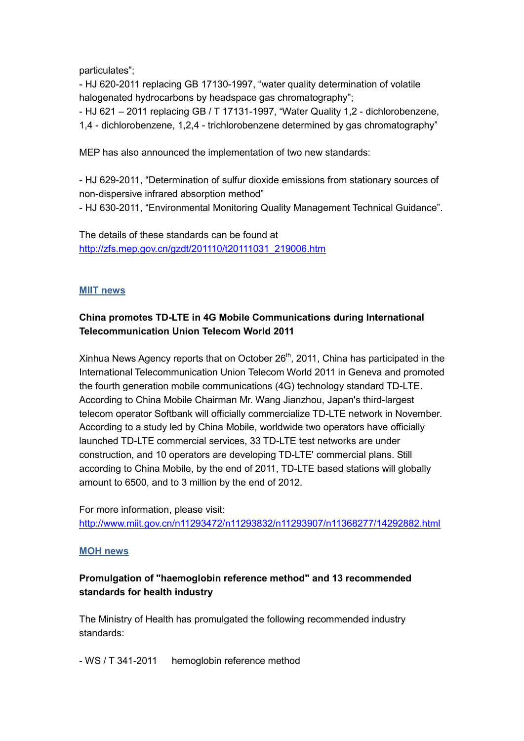particulates";

- HJ 620-2011 replacing GB 17130-1997, "water quality determination of volatile halogenated hydrocarbons by headspace gas chromatography";
- HJ 621 – 2011 replacing GB / T 17131-1997, "Water Quality 1,2 - dichlorobenzene, 1,4 - dichlorobenzene, 1,2,4 - trichlorobenzene determined by gas chromatography"

MEP has also announced the implementation of two new standards:

- HJ 629-2011, "Determination of sulfur dioxide emissions from stationary sources of non-dispersive infrared absorption method"
- HJ 630-2011, "Environmental Monitoring Quality Management Technical Guidance".

The details of these standards can be found at
http://zfs.mep.gov.cn/gzdt/201110/t20111031_219006.htm

## MIIT news

### China promotes TD-LTE in 4G Mobile Communications during International Telecommunication Union Telecom World 2011

Xinhua News Agency reports that on October 26th, 2011, China has participated in the International Telecommunication Union Telecom World 2011 in Geneva and promoted the fourth generation mobile communications (4G) technology standard TD-LTE. According to China Mobile Chairman Mr. Wang Jianzhou, Japan's third-largest telecom operator Softbank will officially commercialize TD-LTE network in November. According to a study led by China Mobile, worldwide two operators have officially launched TD-LTE commercial services, 33 TD-LTE test networks are under construction, and 10 operators are developing TD-LTE' commercial plans. Still according to China Mobile, by the end of 2011, TD-LTE based stations will globally amount to 6500, and to 3 million by the end of 2012.

For more information, please visit:
http://www.miit.gov.cn/n11293472/n11293832/n11293907/n11368277/14292882.html

## MOH news

### Promulgation of "haemoglobin reference method" and 13 recommended standards for health industry

The Ministry of Health has promulgated the following recommended industry standards:

- WS / T 341-2011 hemoglobin reference method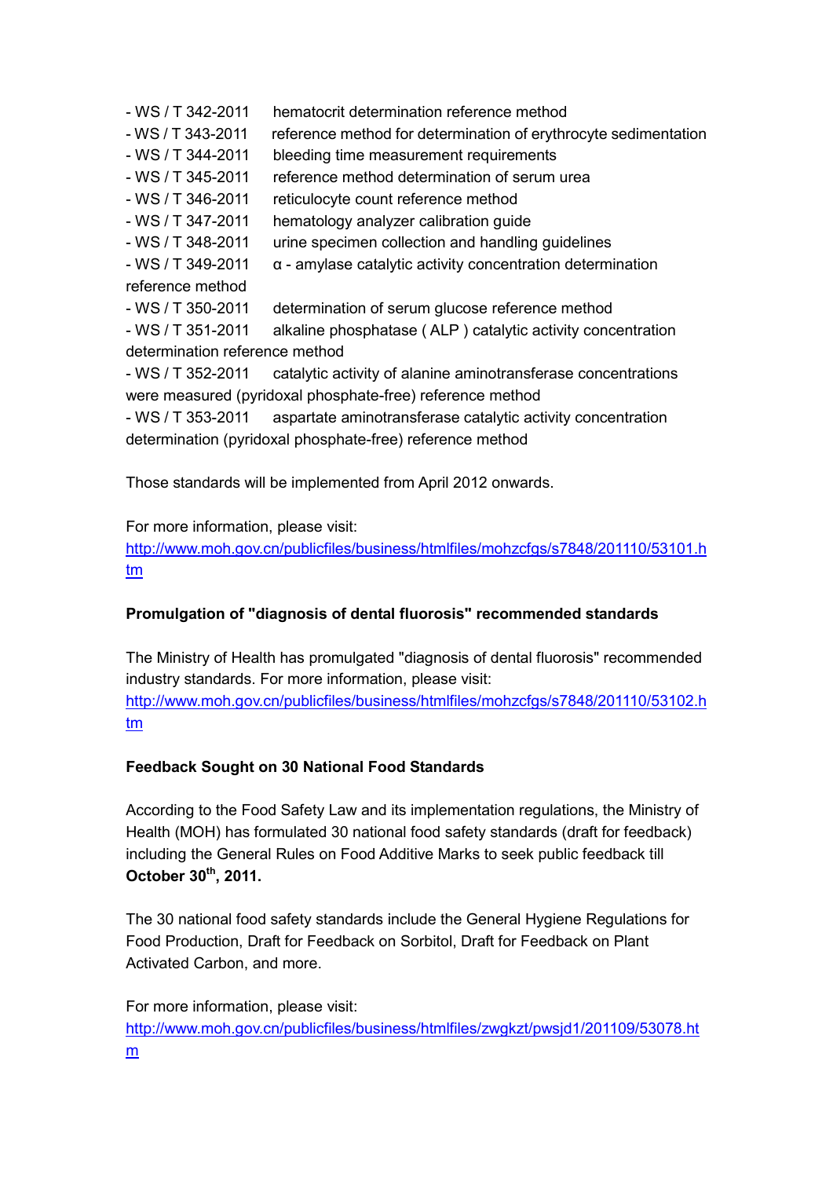- WS / T 342-2011 hematocrit determination reference method
- WS / T 343-2011 reference method for determination of erythrocyte sedimentation
- WS / T 344-2011 bleeding time measurement requirements
- WS / T 345-2011 reference method determination of serum urea
- WS / T 346-2011 reticulocyte count reference method
- WS / T 347-2011 hematology analyzer calibration guide
- WS / T 348-2011 urine specimen collection and handling guidelines
- WS / T 349-2011 α - amylase catalytic activity concentration determination reference method
- WS / T 350-2011 determination of serum glucose reference method
- WS / T 351-2011 alkaline phosphatase ( ALP ) catalytic activity concentration determination reference method
- WS / T 352-2011 catalytic activity of alanine aminotransferase concentrations were measured (pyridoxal phosphate-free) reference method
- WS / T 353-2011 aspartate aminotransferase catalytic activity concentration determination (pyridoxal phosphate-free) reference method

Those standards will be implemented from April 2012 onwards.

For more information, please visit:
http://www.moh.gov.cn/publicfiles/business/htmlfiles/mohzcfgs/s7848/201110/53101.htm

**Promulgation of "diagnosis of dental fluorosis" recommended standards**

The Ministry of Health has promulgated "diagnosis of dental fluorosis" recommended industry standards. For more information, please visit:
http://www.moh.gov.cn/publicfiles/business/htmlfiles/mohzcfgs/s7848/201110/53102.htm

**Feedback Sought on 30 National Food Standards**

According to the Food Safety Law and its implementation regulations, the Ministry of Health (MOH) has formulated 30 national food safety standards (draft for feedback) including the General Rules on Food Additive Marks to seek public feedback till **October 30th, 2011.**

The 30 national food safety standards include the General Hygiene Regulations for Food Production, Draft for Feedback on Sorbitol, Draft for Feedback on Plant Activated Carbon, and more.

For more information, please visit:
http://www.moh.gov.cn/publicfiles/business/htmlfiles/zwgkzt/pwsjd1/201109/53078.htm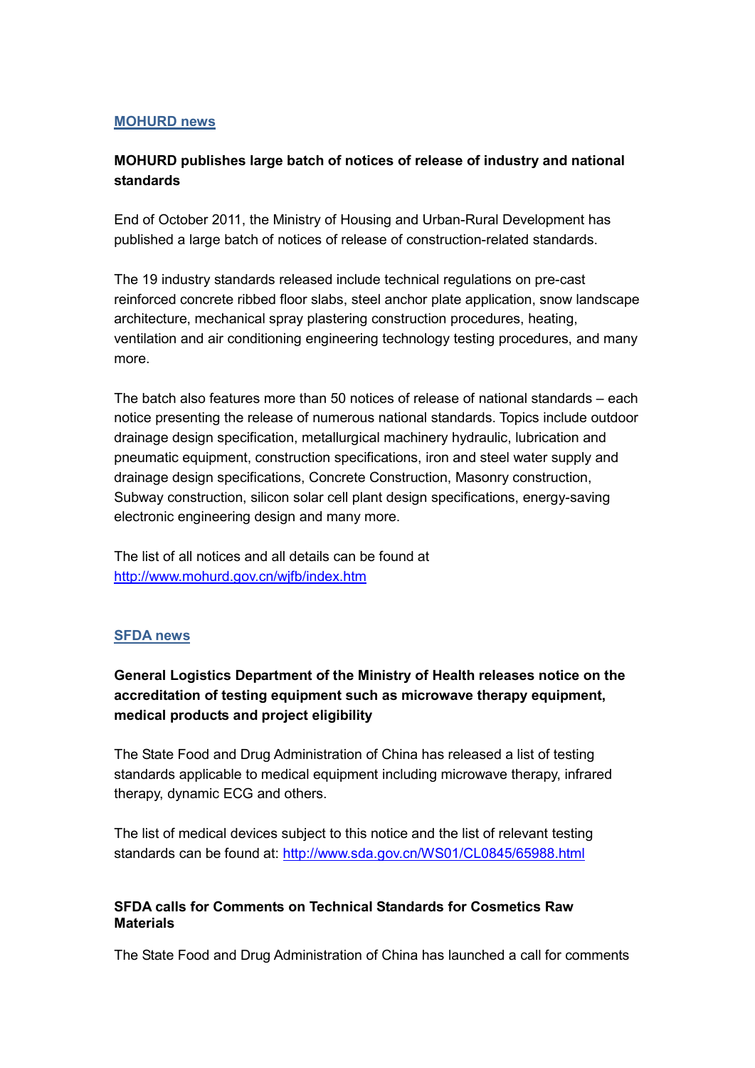## MOHURD news

**MOHURD publishes large batch of notices of release of industry and national standards**

End of October 2011, the Ministry of Housing and Urban-Rural Development has published a large batch of notices of release of construction-related standards.

The 19 industry standards released include technical regulations on pre-cast reinforced concrete ribbed floor slabs, steel anchor plate application, snow landscape architecture, mechanical spray plastering construction procedures, heating, ventilation and air conditioning engineering technology testing procedures, and many more.

The batch also features more than 50 notices of release of national standards – each notice presenting the release of numerous national standards. Topics include outdoor drainage design specification, metallurgical machinery hydraulic, lubrication and pneumatic equipment, construction specifications, iron and steel water supply and drainage design specifications, Concrete Construction, Masonry construction, Subway construction, silicon solar cell plant design specifications, energy-saving electronic engineering design and many more.

The list of all notices and all details can be found at http://www.mohurd.gov.cn/wjfb/index.htm

## SFDA news

**General Logistics Department of the Ministry of Health releases notice on the accreditation of testing equipment such as microwave therapy equipment, medical products and project eligibility**

The State Food and Drug Administration of China has released a list of testing standards applicable to medical equipment including microwave therapy, infrared therapy, dynamic ECG and others.

The list of medical devices subject to this notice and the list of relevant testing standards can be found at: http://www.sda.gov.cn/WS01/CL0845/65988.html

**SFDA calls for Comments on Technical Standards for Cosmetics Raw Materials**

The State Food and Drug Administration of China has launched a call for comments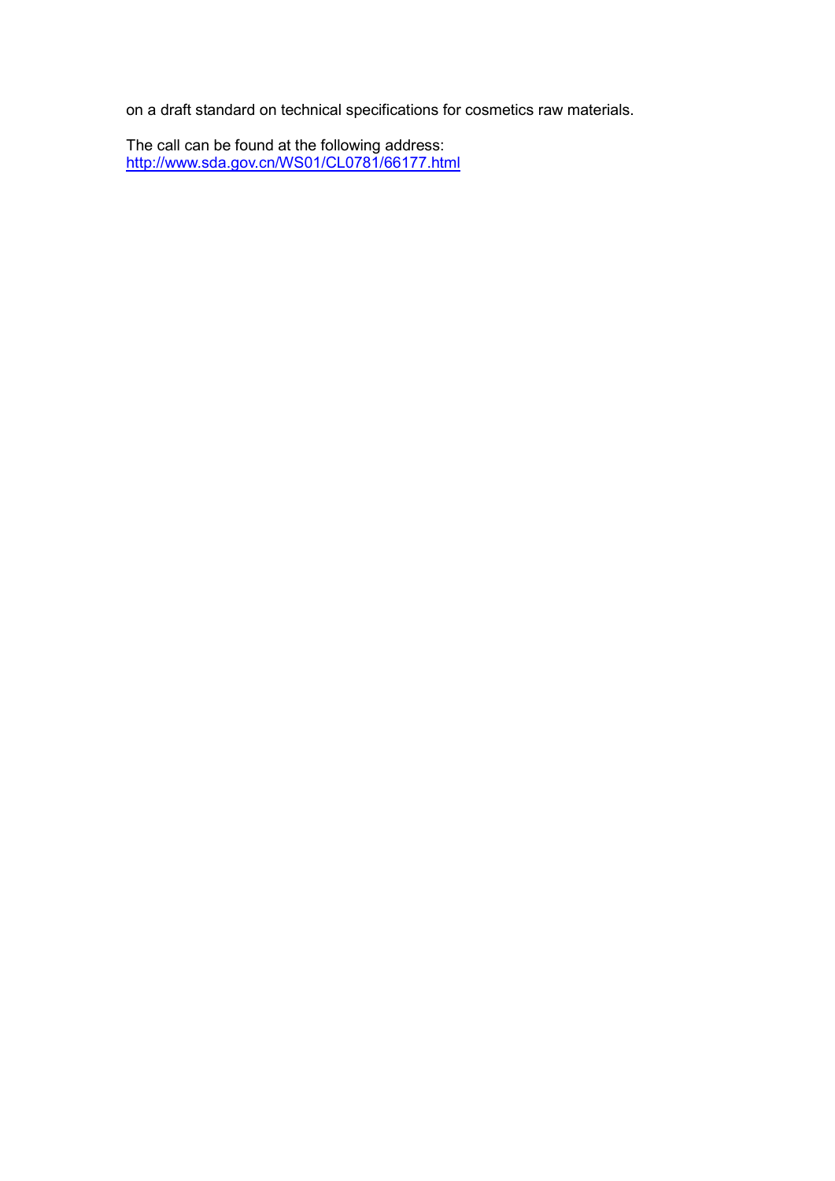on a draft standard on technical specifications for cosmetics raw materials.

The call can be found at the following address:
[http://www.sda.gov.cn/WS01/CL0781/66177.html](http://www.sda.gov.cn/WS01/CL0781/66177.html)